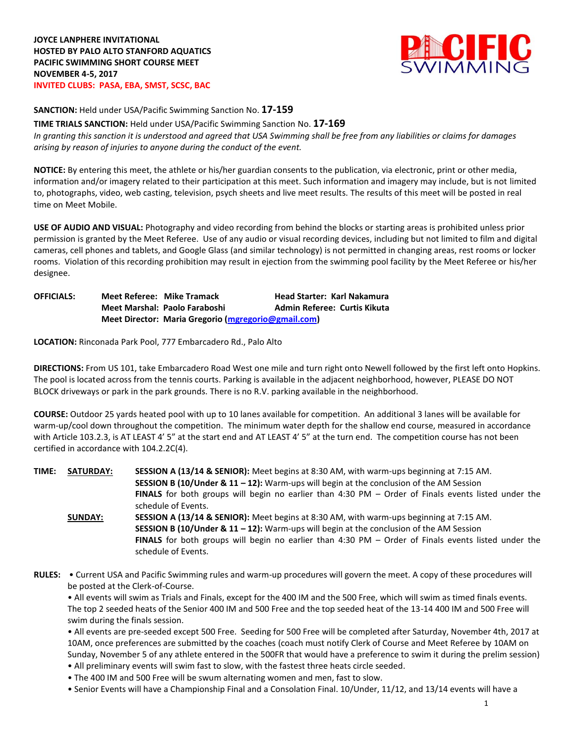**JOYCE LANPHERE INVITATIONAL**
**HOSTED BY PALO ALTO STANFORD AQUATICS**
**PACIFIC SWIMMING SHORT COURSE MEET**
**NOVEMBER 4-5, 2017**
**INVITED CLUBS: PASA, EBA, SMST, SCSC, BAC**

**SANCTION:** Held under USA/Pacific Swimming Sanction No. **17-159**

**TIME TRIALS SANCTION:** Held under USA/Pacific Swimming Sanction No. **17-169**

*In granting this sanction it is understood and agreed that USA Swimming shall be free from any liabilities or claims for damages arising by reason of injuries to anyone during the conduct of the event.*

**NOTICE:** By entering this meet, the athlete or his/her guardian consents to the publication, via electronic, print or other media, information and/or imagery related to their participation at this meet. Such information and imagery may include, but is not limited to, photographs, video, web casting, television, psych sheets and live meet results. The results of this meet will be posted in real time on Meet Mobile.

**USE OF AUDIO AND VISUAL:** Photography and video recording from behind the blocks or starting areas is prohibited unless prior permission is granted by the Meet Referee. Use of any audio or visual recording devices, including but not limited to film and digital cameras, cell phones and tablets, and Google Glass (and similar technology) is not permitted in changing areas, rest rooms or locker rooms. Violation of this recording prohibition may result in ejection from the swimming pool facility by the Meet Referee or his/her designee.

**OFFICIALS:**
**Meet Referee: Mike Tramack** — **Head Starter: Karl Nakamura**
**Meet Marshal: Paolo Faraboshi** — **Admin Referee: Curtis Kikuta**
**Meet Director: Maria Gregorio (mgregorio@gmail.com)**

**LOCATION:** Rinconada Park Pool, 777 Embarcadero Rd., Palo Alto

**DIRECTIONS:** From US 101, take Embarcadero Road West one mile and turn right onto Newell followed by the first left onto Hopkins. The pool is located across from the tennis courts. Parking is available in the adjacent neighborhood, however, PLEASE DO NOT BLOCK driveways or park in the park grounds. There is no R.V. parking available in the neighborhood.

**COURSE:** Outdoor 25 yards heated pool with up to 10 lanes available for competition. An additional 3 lanes will be available for warm-up/cool down throughout the competition. The minimum water depth for the shallow end course, measured in accordance with Article 103.2.3, is AT LEAST 4' 5" at the start end and AT LEAST 4' 5" at the turn end. The competition course has not been certified in accordance with 104.2.2C(4).

**TIME:**

**SATURDAY:**
**SESSION A (13/14 & SENIOR):** Meet begins at 8:30 AM, with warm-ups beginning at 7:15 AM.
**SESSION B (10/Under & 11 – 12):** Warm-ups will begin at the conclusion of the AM Session
**FINALS** for both groups will begin no earlier than 4:30 PM – Order of Finals events listed under the schedule of Events.

**SUNDAY:**
**SESSION A (13/14 & SENIOR):** Meet begins at 8:30 AM, with warm-ups beginning at 7:15 AM.
**SESSION B (10/Under & 11 – 12):** Warm-ups will begin at the conclusion of the AM Session
**FINALS** for both groups will begin no earlier than 4:30 PM – Order of Finals events listed under the schedule of Events.

**RULES:**
- Current USA and Pacific Swimming rules and warm-up procedures will govern the meet. A copy of these procedures will be posted at the Clerk-of-Course.
- All events will swim as Trials and Finals, except for the 400 IM and the 500 Free, which will swim as timed finals events. The top 2 seeded heats of the Senior 400 IM and 500 Free and the top seeded heat of the 13-14 400 IM and 500 Free will swim during the finals session.
- All events are pre-seeded except 500 Free. Seeding for 500 Free will be completed after Saturday, November 4th, 2017 at 10AM, once preferences are submitted by the coaches (coach must notify Clerk of Course and Meet Referee by 10AM on Sunday, November 5 of any athlete entered in the 500FR that would have a preference to swim it during the prelim session)
- All preliminary events will swim fast to slow, with the fastest three heats circle seeded.
- The 400 IM and 500 Free will be swum alternating women and men, fast to slow.
- Senior Events will have a Championship Final and a Consolation Final. 10/Under, 11/12, and 13/14 events will have a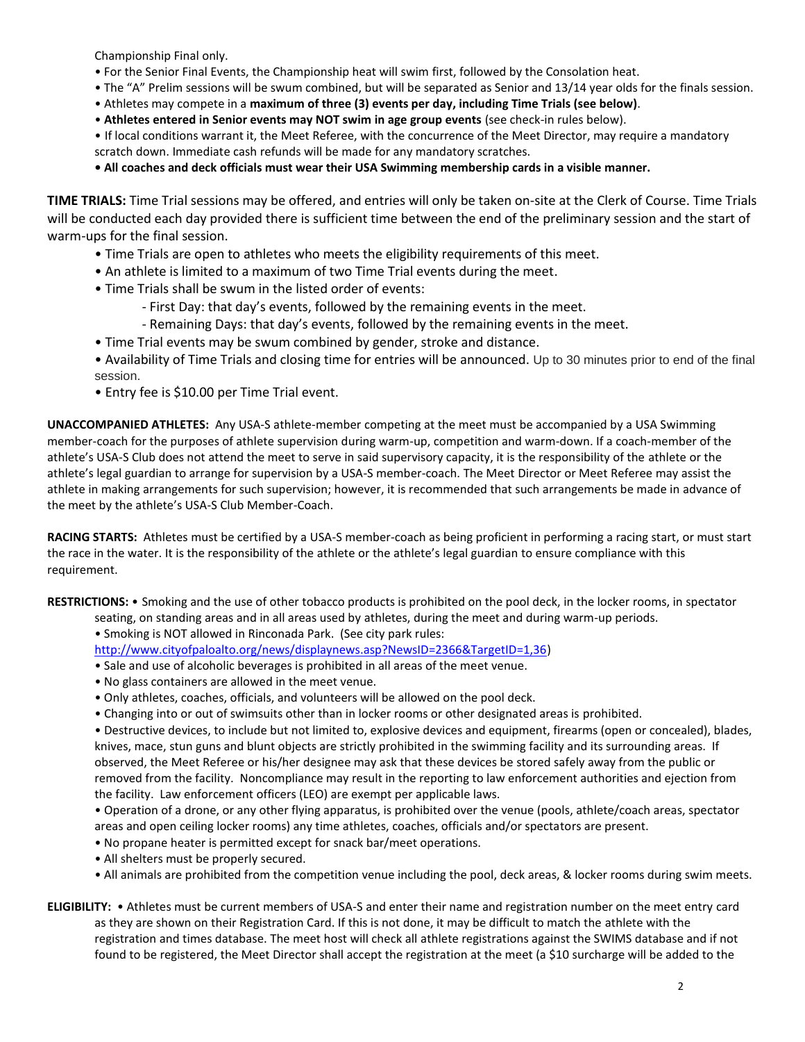Championship Final only.

- For the Senior Final Events, the Championship heat will swim first, followed by the Consolation heat.
- The "A" Prelim sessions will be swum combined, but will be separated as Senior and 13/14 year olds for the finals session.
- Athletes may compete in a **maximum of three (3) events per day, including Time Trials (see below)**.
- **Athletes entered in Senior events may NOT swim in age group events** (see check-in rules below).
- If local conditions warrant it, the Meet Referee, with the concurrence of the Meet Director, may require a mandatory scratch down. Immediate cash refunds will be made for any mandatory scratches.
- **All coaches and deck officials must wear their USA Swimming membership cards in a visible manner.**

**TIME TRIALS:** Time Trial sessions may be offered, and entries will only be taken on-site at the Clerk of Course. Time Trials will be conducted each day provided there is sufficient time between the end of the preliminary session and the start of warm-ups for the final session.

- Time Trials are open to athletes who meets the eligibility requirements of this meet.
- An athlete is limited to a maximum of two Time Trial events during the meet.
- Time Trials shall be swum in the listed order of events:
  - First Day: that day's events, followed by the remaining events in the meet.
  - Remaining Days: that day's events, followed by the remaining events in the meet.
- Time Trial events may be swum combined by gender, stroke and distance.
- Availability of Time Trials and closing time for entries will be announced. Up to 30 minutes prior to end of the final session.
- Entry fee is $10.00 per Time Trial event.

**UNACCOMPANIED ATHLETES:** Any USA-S athlete-member competing at the meet must be accompanied by a USA Swimming member-coach for the purposes of athlete supervision during warm-up, competition and warm-down. If a coach-member of the athlete's USA-S Club does not attend the meet to serve in said supervisory capacity, it is the responsibility of the athlete or the athlete's legal guardian to arrange for supervision by a USA-S member-coach. The Meet Director or Meet Referee may assist the athlete in making arrangements for such supervision; however, it is recommended that such arrangements be made in advance of the meet by the athlete's USA-S Club Member-Coach.

**RACING STARTS:** Athletes must be certified by a USA-S member-coach as being proficient in performing a racing start, or must start the race in the water. It is the responsibility of the athlete or the athlete's legal guardian to ensure compliance with this requirement.

**RESTRICTIONS:**
- Smoking and the use of other tobacco products is prohibited on the pool deck, in the locker rooms, in spectator seating, on standing areas and in all areas used by athletes, during the meet and during warm-up periods.
- Smoking is NOT allowed in Rinconada Park. (See city park rules: http://www.cityofpaloalto.org/news/displaynews.asp?NewsID=2366&TargetID=1,36)
- Sale and use of alcoholic beverages is prohibited in all areas of the meet venue.
- No glass containers are allowed in the meet venue.
- Only athletes, coaches, officials, and volunteers will be allowed on the pool deck.
- Changing into or out of swimsuits other than in locker rooms or other designated areas is prohibited.
- Destructive devices, to include but not limited to, explosive devices and equipment, firearms (open or concealed), blades, knives, mace, stun guns and blunt objects are strictly prohibited in the swimming facility and its surrounding areas. If observed, the Meet Referee or his/her designee may ask that these devices be stored safely away from the public or removed from the facility. Noncompliance may result in the reporting to law enforcement authorities and ejection from the facility. Law enforcement officers (LEO) are exempt per applicable laws.
- Operation of a drone, or any other flying apparatus, is prohibited over the venue (pools, athlete/coach areas, spectator areas and open ceiling locker rooms) any time athletes, coaches, officials and/or spectators are present.
- No propane heater is permitted except for snack bar/meet operations.
- All shelters must be properly secured.
- All animals are prohibited from the competition venue including the pool, deck areas, & locker rooms during swim meets.

**ELIGIBILITY:**
- Athletes must be current members of USA-S and enter their name and registration number on the meet entry card as they are shown on their Registration Card. If this is not done, it may be difficult to match the athlete with the registration and times database. The meet host will check all athlete registrations against the SWIMS database and if not found to be registered, the Meet Director shall accept the registration at the meet (a $10 surcharge will be added to the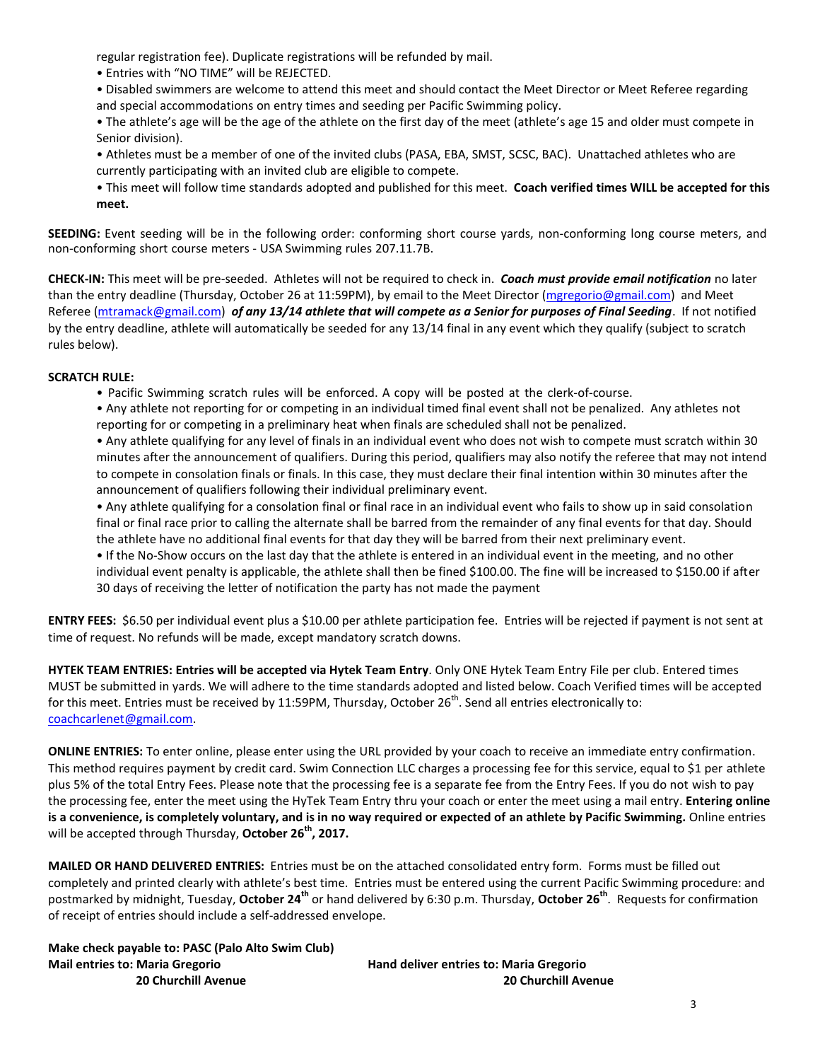regular registration fee). Duplicate registrations will be refunded by mail.

- Entries with "NO TIME" will be REJECTED.
- Disabled swimmers are welcome to attend this meet and should contact the Meet Director or Meet Referee regarding and special accommodations on entry times and seeding per Pacific Swimming policy.
- The athlete's age will be the age of the athlete on the first day of the meet (athlete's age 15 and older must compete in Senior division).
- Athletes must be a member of one of the invited clubs (PASA, EBA, SMST, SCSC, BAC). Unattached athletes who are currently participating with an invited club are eligible to compete.
- This meet will follow time standards adopted and published for this meet. **Coach verified times WILL be accepted for this meet.**

**SEEDING:** Event seeding will be in the following order: conforming short course yards, non-conforming long course meters, and non-conforming short course meters - USA Swimming rules 207.11.7B.

**CHECK-IN:** This meet will be pre-seeded. Athletes will not be required to check in. ***Coach must provide email notification*** no later than the entry deadline (Thursday, October 26 at 11:59PM), by email to the Meet Director (mgregorio@gmail.com) and Meet Referee (mtramack@gmail.com) ***of any 13/14 athlete that will compete as a Senior for purposes of Final Seeding***. If not notified by the entry deadline, athlete will automatically be seeded for any 13/14 final in any event which they qualify (subject to scratch rules below).

**SCRATCH RULE:**

- Pacific Swimming scratch rules will be enforced. A copy will be posted at the clerk-of-course.
- Any athlete not reporting for or competing in an individual timed final event shall not be penalized. Any athletes not reporting for or competing in a preliminary heat when finals are scheduled shall not be penalized.
- Any athlete qualifying for any level of finals in an individual event who does not wish to compete must scratch within 30 minutes after the announcement of qualifiers. During this period, qualifiers may also notify the referee that may not intend to compete in consolation finals or finals. In this case, they must declare their final intention within 30 minutes after the announcement of qualifiers following their individual preliminary event.
- Any athlete qualifying for a consolation final or final race in an individual event who fails to show up in said consolation final or final race prior to calling the alternate shall be barred from the remainder of any final events for that day. Should the athlete have no additional final events for that day they will be barred from their next preliminary event.
- If the No-Show occurs on the last day that the athlete is entered in an individual event in the meeting, and no other individual event penalty is applicable, the athlete shall then be fined $100.00. The fine will be increased to $150.00 if after 30 days of receiving the letter of notification the party has not made the payment

**ENTRY FEES:** $6.50 per individual event plus a $10.00 per athlete participation fee. Entries will be rejected if payment is not sent at time of request. No refunds will be made, except mandatory scratch downs.

**HYTEK TEAM ENTRIES: Entries will be accepted via Hytek Team Entry**. Only ONE Hytek Team Entry File per club. Entered times MUST be submitted in yards. We will adhere to the time standards adopted and listed below. Coach Verified times will be accepted for this meet. Entries must be received by 11:59PM, Thursday, October 26th. Send all entries electronically to: coachcarlenet@gmail.com.

**ONLINE ENTRIES:** To enter online, please enter using the URL provided by your coach to receive an immediate entry confirmation. This method requires payment by credit card. Swim Connection LLC charges a processing fee for this service, equal to $1 per athlete plus 5% of the total Entry Fees. Please note that the processing fee is a separate fee from the Entry Fees. If you do not wish to pay the processing fee, enter the meet using the HyTek Team Entry thru your coach or enter the meet using a mail entry. **Entering online is a convenience, is completely voluntary, and is in no way required or expected of an athlete by Pacific Swimming.** Online entries will be accepted through Thursday, **October 26th, 2017.**

**MAILED OR HAND DELIVERED ENTRIES:** Entries must be on the attached consolidated entry form. Forms must be filled out completely and printed clearly with athlete's best time. Entries must be entered using the current Pacific Swimming procedure: and postmarked by midnight, Tuesday, **October 24th** or hand delivered by 6:30 p.m. Thursday, **October 26th**. Requests for confirmation of receipt of entries should include a self-addressed envelope.

**Make check payable to: PASC (Palo Alto Swim Club)**

**Mail entries to: Maria Gregorio**
**20 Churchill Avenue**

**Hand deliver entries to: Maria Gregorio**
**20 Churchill Avenue**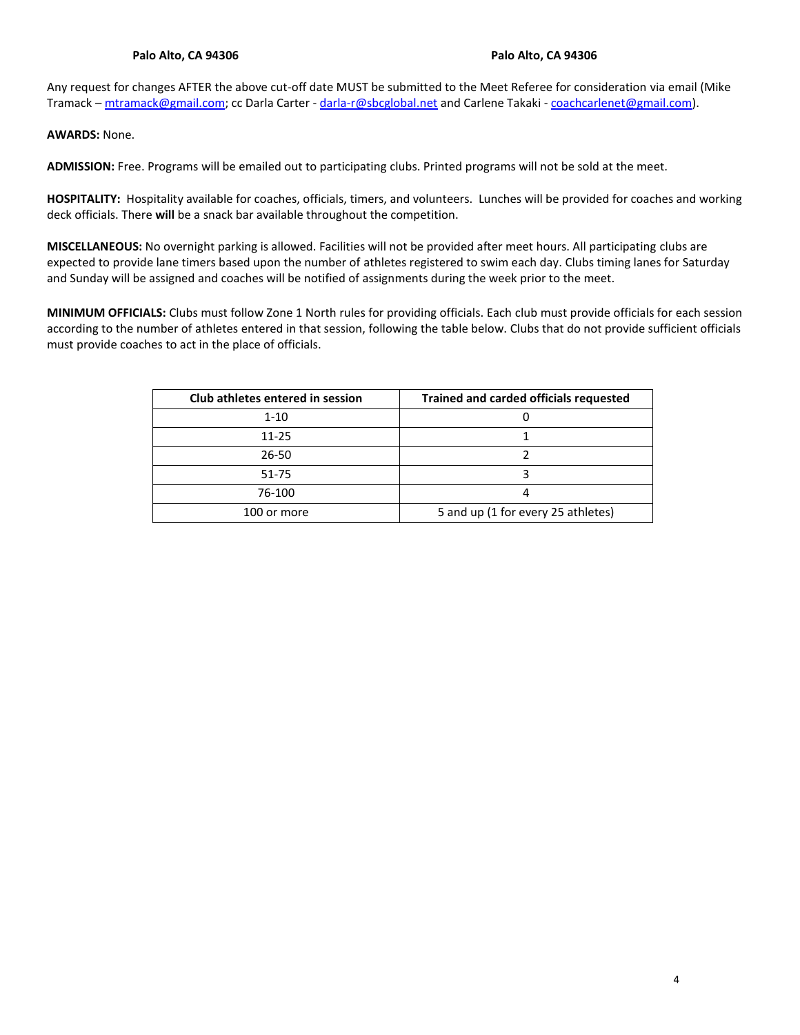**Palo Alto, CA 94306** **Palo Alto, CA 94306**

Any request for changes AFTER the above cut-off date MUST be submitted to the Meet Referee for consideration via email (Mike Tramack – mtramack@gmail.com; cc Darla Carter - darla-r@sbcglobal.net and Carlene Takaki - coachcarlenet@gmail.com).

**AWARDS:** None.

**ADMISSION:** Free. Programs will be emailed out to participating clubs. Printed programs will not be sold at the meet.

**HOSPITALITY:** Hospitality available for coaches, officials, timers, and volunteers. Lunches will be provided for coaches and working deck officials. There **will** be a snack bar available throughout the competition.

**MISCELLANEOUS:** No overnight parking is allowed. Facilities will not be provided after meet hours. All participating clubs are expected to provide lane timers based upon the number of athletes registered to swim each day. Clubs timing lanes for Saturday and Sunday will be assigned and coaches will be notified of assignments during the week prior to the meet.

**MINIMUM OFFICIALS:** Clubs must follow Zone 1 North rules for providing officials. Each club must provide officials for each session according to the number of athletes entered in that session, following the table below. Clubs that do not provide sufficient officials must provide coaches to act in the place of officials.

| Club athletes entered in session | Trained and carded officials requested |
|---|---|
| 1-10 | 0 |
| 11-25 | 1 |
| 26-50 | 2 |
| 51-75 | 3 |
| 76-100 | 4 |
| 100 or more | 5 and up (1 for every 25 athletes) |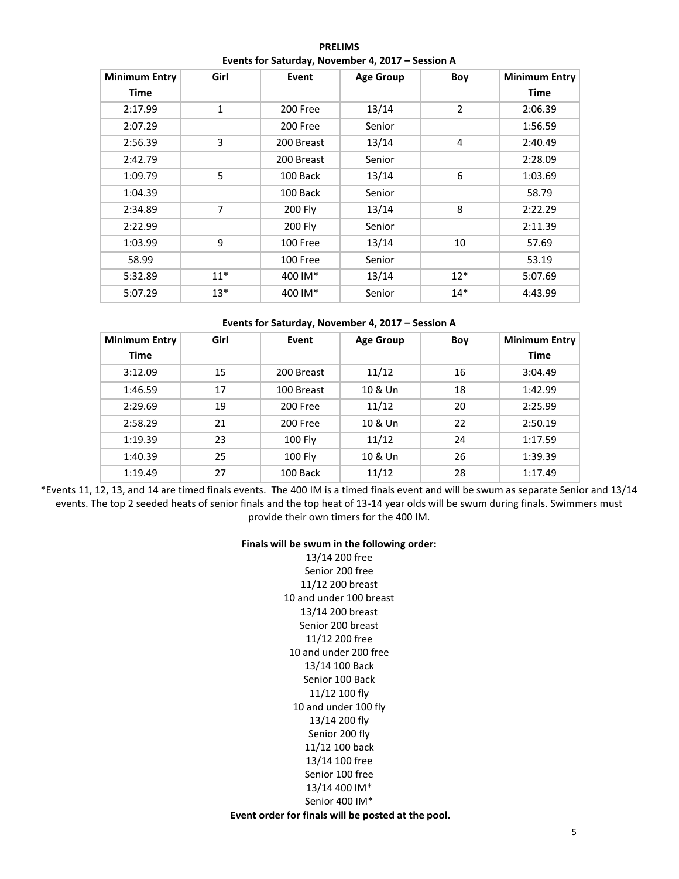**PRELIMS**

**Events for Saturday, November 4, 2017 – Session A**

| Minimum Entry Time | Girl | Event | Age Group | Boy | Minimum Entry Time |
|---|---|---|---|---|---|
| 2:17.99 | 1 | 200 Free | 13/14 | 2 | 2:06.39 |
| 2:07.29 | | 200 Free | Senior | | 1:56.59 |
| 2:56.39 | 3 | 200 Breast | 13/14 | 4 | 2:40.49 |
| 2:42.79 | | 200 Breast | Senior | | 2:28.09 |
| 1:09.79 | 5 | 100 Back | 13/14 | 6 | 1:03.69 |
| 1:04.39 | | 100 Back | Senior | | 58.79 |
| 2:34.89 | 7 | 200 Fly | 13/14 | 8 | 2:22.29 |
| 2:22.99 | | 200 Fly | Senior | | 2:11.39 |
| 1:03.99 | 9 | 100 Free | 13/14 | 10 | 57.69 |
| 58.99 | | 100 Free | Senior | | 53.19 |
| 5:32.89 | 11* | 400 IM* | 13/14 | 12* | 5:07.69 |
| 5:07.29 | 13* | 400 IM* | Senior | 14* | 4:43.99 |

**Events for Saturday, November 4, 2017 – Session A**

| Minimum Entry Time | Girl | Event | Age Group | Boy | Minimum Entry Time |
|---|---|---|---|---|---|
| 3:12.09 | 15 | 200 Breast | 11/12 | 16 | 3:04.49 |
| 1:46.59 | 17 | 100 Breast | 10 & Un | 18 | 1:42.99 |
| 2:29.69 | 19 | 200 Free | 11/12 | 20 | 2:25.99 |
| 2:58.29 | 21 | 200 Free | 10 & Un | 22 | 2:50.19 |
| 1:19.39 | 23 | 100 Fly | 11/12 | 24 | 1:17.59 |
| 1:40.39 | 25 | 100 Fly | 10 & Un | 26 | 1:39.39 |
| 1:19.49 | 27 | 100 Back | 11/12 | 28 | 1:17.49 |

*Events 11, 12, 13, and 14 are timed finals events. The 400 IM is a timed finals event and will be swum as separate Senior and 13/14 events. The top 2 seeded heats of senior finals and the top heat of 13-14 year olds will be swum during finals. Swimmers must provide their own timers for the 400 IM.

**Finals will be swum in the following order:**

13/14 200 free
Senior 200 free
11/12 200 breast
10 and under 100 breast
13/14 200 breast
Senior 200 breast
11/12 200 free
10 and under 200 free
13/14 100 Back
Senior 100 Back
11/12 100 fly
10 and under 100 fly
13/14 200 fly
Senior 200 fly
11/12 100 back
13/14 100 free
Senior 100 free
13/14 400 IM*
Senior 400 IM*

**Event order for finals will be posted at the pool.**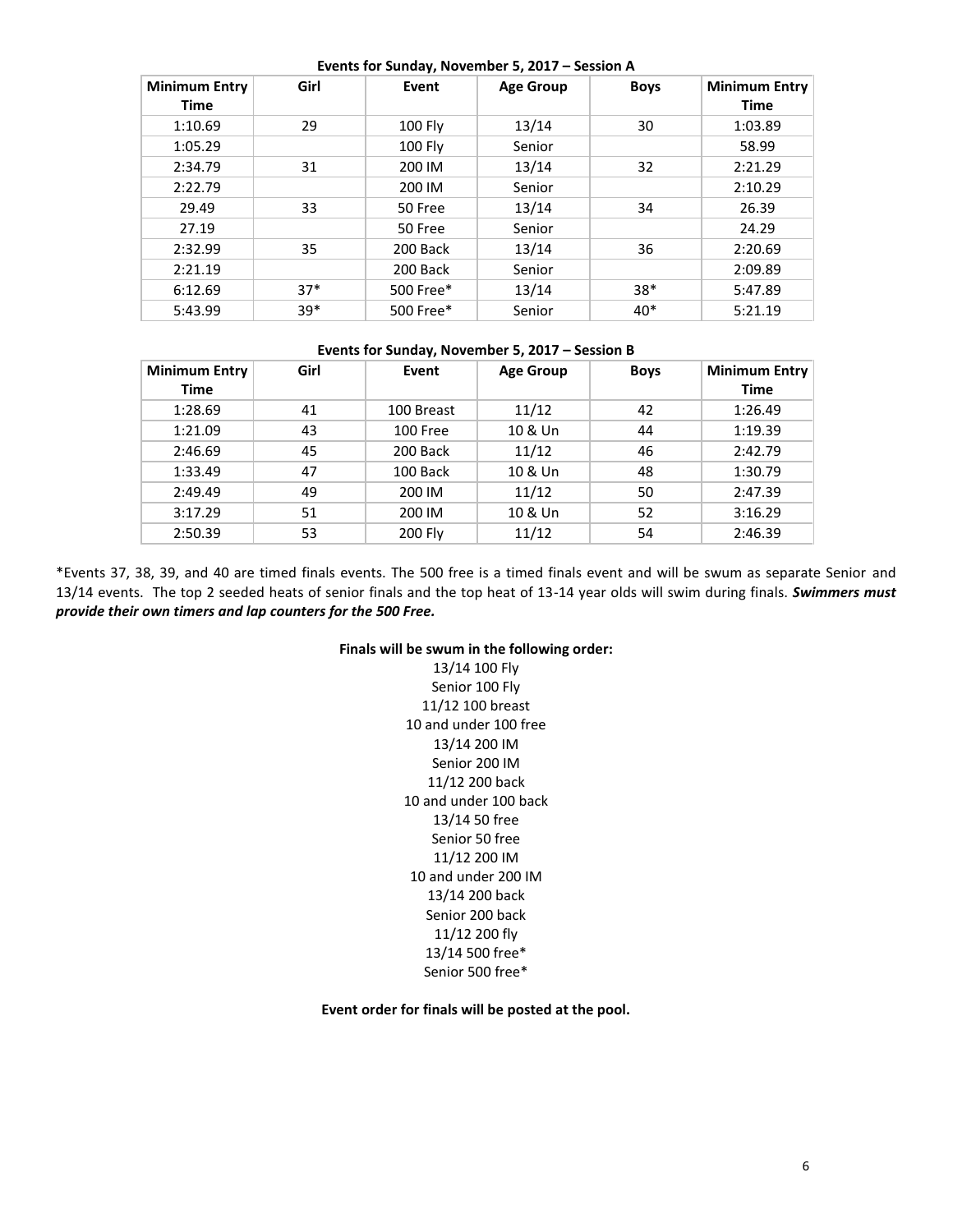**Events for Sunday, November 5, 2017 – Session A**

| Minimum Entry Time | Girl | Event | Age Group | Boys | Minimum Entry Time |
|---|---|---|---|---|---|
| 1:10.69 | 29 | 100 Fly | 13/14 | 30 | 1:03.89 |
| 1:05.29 | | 100 Fly | Senior | | 58.99 |
| 2:34.79 | 31 | 200 IM | 13/14 | 32 | 2:21.29 |
| 2:22.79 | | 200 IM | Senior | | 2:10.29 |
| 29.49 | 33 | 50 Free | 13/14 | 34 | 26.39 |
| 27.19 | | 50 Free | Senior | | 24.29 |
| 2:32.99 | 35 | 200 Back | 13/14 | 36 | 2:20.69 |
| 2:21.19 | | 200 Back | Senior | | 2:09.89 |
| 6:12.69 | 37* | 500 Free* | 13/14 | 38* | 5:47.89 |
| 5:43.99 | 39* | 500 Free* | Senior | 40* | 5:21.19 |

**Events for Sunday, November 5, 2017 – Session B**

| Minimum Entry Time | Girl | Event | Age Group | Boys | Minimum Entry Time |
|---|---|---|---|---|---|
| 1:28.69 | 41 | 100 Breast | 11/12 | 42 | 1:26.49 |
| 1:21.09 | 43 | 100 Free | 10 & Un | 44 | 1:19.39 |
| 2:46.69 | 45 | 200 Back | 11/12 | 46 | 2:42.79 |
| 1:33.49 | 47 | 100 Back | 10 & Un | 48 | 1:30.79 |
| 2:49.49 | 49 | 200 IM | 11/12 | 50 | 2:47.39 |
| 3:17.29 | 51 | 200 IM | 10 & Un | 52 | 3:16.29 |
| 2:50.39 | 53 | 200 Fly | 11/12 | 54 | 2:46.39 |

*Events 37, 38, 39, and 40 are timed finals events. The 500 free is a timed finals event and will be swum as separate Senior and 13/14 events. The top 2 seeded heats of senior finals and the top heat of 13-14 year olds will swim during finals. ***Swimmers must provide their own timers and lap counters for the 500 Free.***

**Finals will be swum in the following order:**

13/14 100 Fly
Senior 100 Fly
11/12 100 breast
10 and under 100 free
13/14 200 IM
Senior 200 IM
11/12 200 back
10 and under 100 back
13/14 50 free
Senior 50 free
11/12 200 IM
10 and under 200 IM
13/14 200 back
Senior 200 back
11/12 200 fly
13/14 500 free*
Senior 500 free*

**Event order for finals will be posted at the pool.**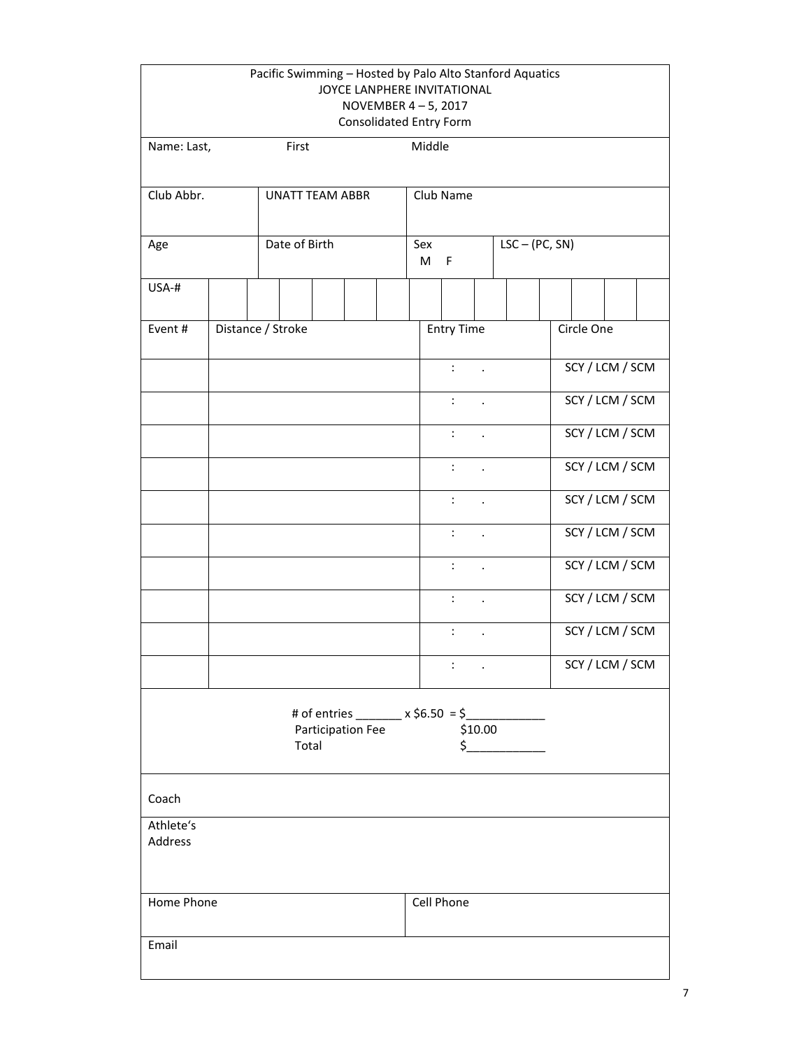Pacific Swimming – Hosted by Palo Alto Stanford Aquatics
JOYCE LANPHERE INVITATIONAL
NOVEMBER 4 – 5, 2017
Consolidated Entry Form

| | | | |
|---|---|---|---|
| Name: Last, | First | Middle | |
| Club Abbr. | UNATT TEAM ABBR | Club Name | |
| Age | Date of Birth | Sex M F | LSC – (PC, SN) |

| | | | | | | | | | | | | | | |
|---|---|---|---|---|---|---|---|---|---|---|---|---|---|---|
| USA-# | | | | | | | | | | | | | | |

| Event # | Distance / Stroke | Entry Time | Circle One |
|---|---|---|---|
| | | : . | SCY / LCM / SCM |
| | | : . | SCY / LCM / SCM |
| | | : . | SCY / LCM / SCM |
| | | : . | SCY / LCM / SCM |
| | | : . | SCY / LCM / SCM |
| | | : . | SCY / LCM / SCM |
| | | : . | SCY / LCM / SCM |
| | | : . | SCY / LCM / SCM |
| | | : . | SCY / LCM / SCM |
| | | : . | SCY / LCM / SCM |

# of entries _______ x $6.50 = $____________
Participation Fee $10.00
Total $____________

| | |
|---|---|
| Coach | |
| Athlete's Address | |
| Home Phone | Cell Phone |
| Email | |